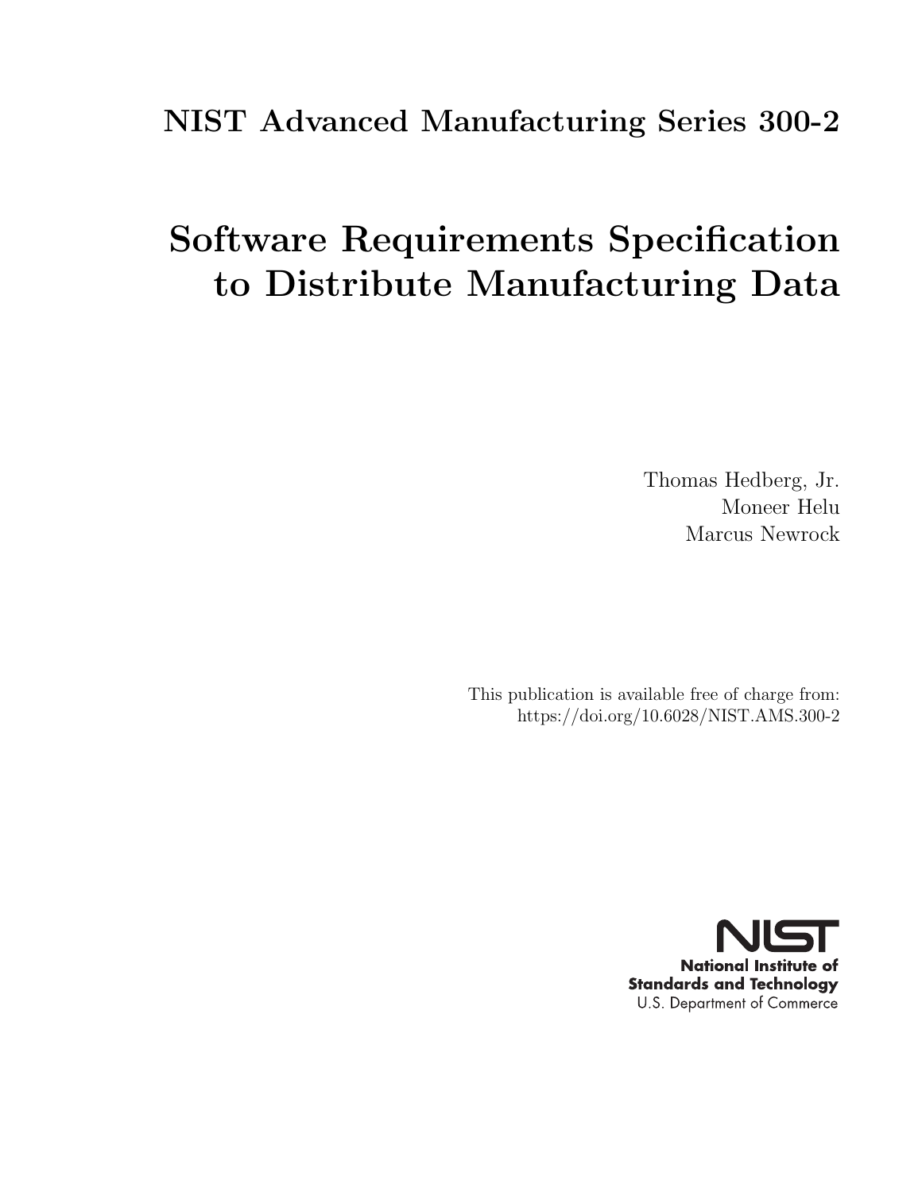## NIST Advanced Manufacturing Series 300-2

# Software Requirements Specification to Distribute Manufacturing Data

Thomas Hedberg, Jr.
Moneer Helu
Marcus Newrock

This publication is available free of charge from:
https://doi.org/10.6028/NIST.AMS.300-2

**National Institute of Standards and Technology**
U.S. Department of Commerce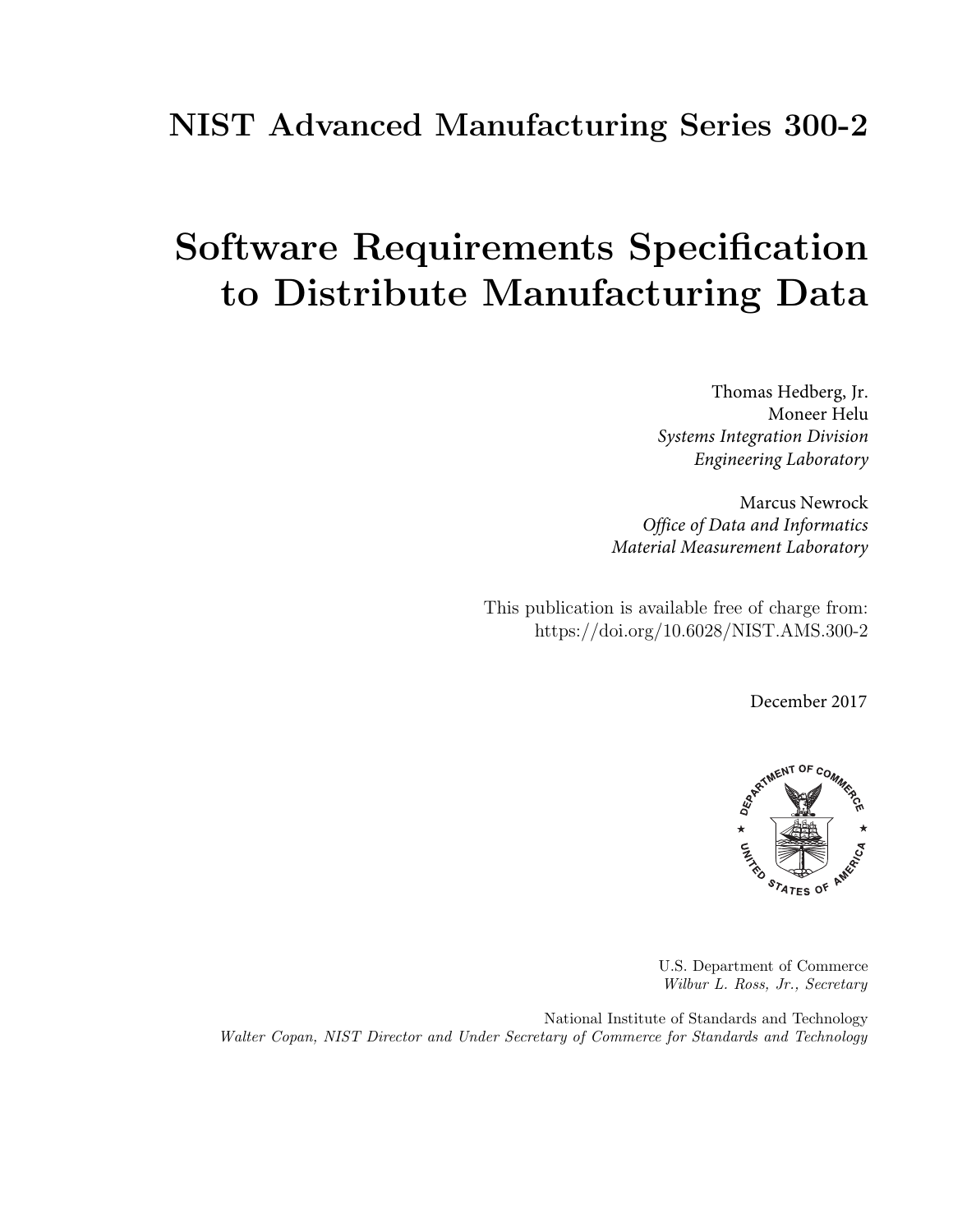# NIST Advanced Manufacturing Series 300-2

# Software Requirements Specification to Distribute Manufacturing Data

Thomas Hedberg, Jr.
Moneer Helu
*Systems Integration Division*
*Engineering Laboratory*

Marcus Newrock
*Office of Data and Informatics*
*Material Measurement Laboratory*

This publication is available free of charge from:
https://doi.org/10.6028/NIST.AMS.300-2

December 2017

U.S. Department of Commerce
*Wilbur L. Ross, Jr., Secretary*

National Institute of Standards and Technology
*Walter Copan, NIST Director and Under Secretary of Commerce for Standards and Technology*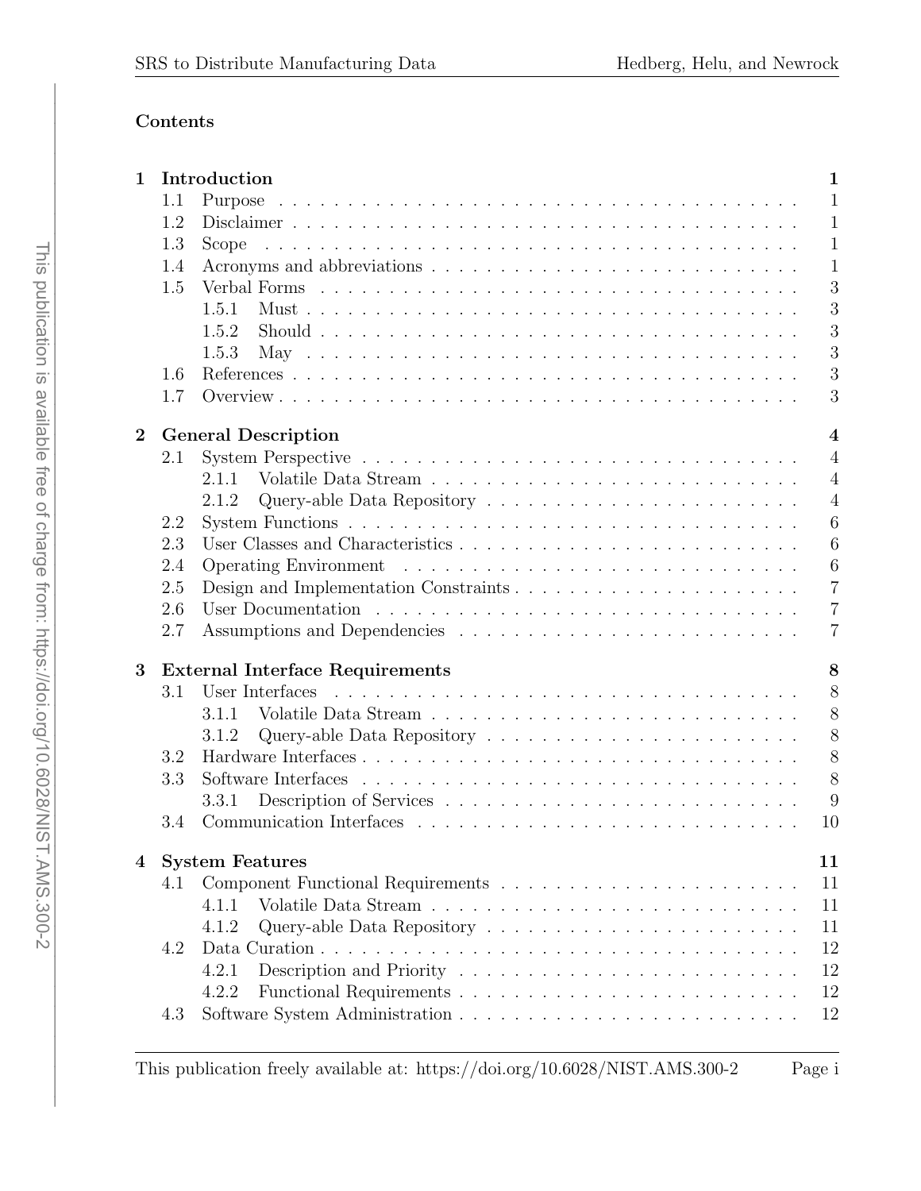## Contents

**1 Introduction** — 1
- 1.1 Purpose — 1
- 1.2 Disclaimer — 1
- 1.3 Scope — 1
- 1.4 Acronyms and abbreviations — 1
- 1.5 Verbal Forms — 3
  - 1.5.1 Must — 3
  - 1.5.2 Should — 3
  - 1.5.3 May — 3
- 1.6 References — 3
- 1.7 Overview — 3

**2 General Description** — 4
- 2.1 System Perspective — 4
  - 2.1.1 Volatile Data Stream — 4
  - 2.1.2 Query-able Data Repository — 4
- 2.2 System Functions — 6
- 2.3 User Classes and Characteristics — 6
- 2.4 Operating Environment — 6
- 2.5 Design and Implementation Constraints — 7
- 2.6 User Documentation — 7
- 2.7 Assumptions and Dependencies — 7

**3 External Interface Requirements** — 8
- 3.1 User Interfaces — 8
  - 3.1.1 Volatile Data Stream — 8
  - 3.1.2 Query-able Data Repository — 8
- 3.2 Hardware Interfaces — 8
- 3.3 Software Interfaces — 8
  - 3.3.1 Description of Services — 9
- 3.4 Communication Interfaces — 10

**4 System Features** — 11
- 4.1 Component Functional Requirements — 11
  - 4.1.1 Volatile Data Stream — 11
  - 4.1.2 Query-able Data Repository — 11
- 4.2 Data Curation — 12
  - 4.2.1 Description and Priority — 12
  - 4.2.2 Functional Requirements — 12
- 4.3 Software System Administration — 12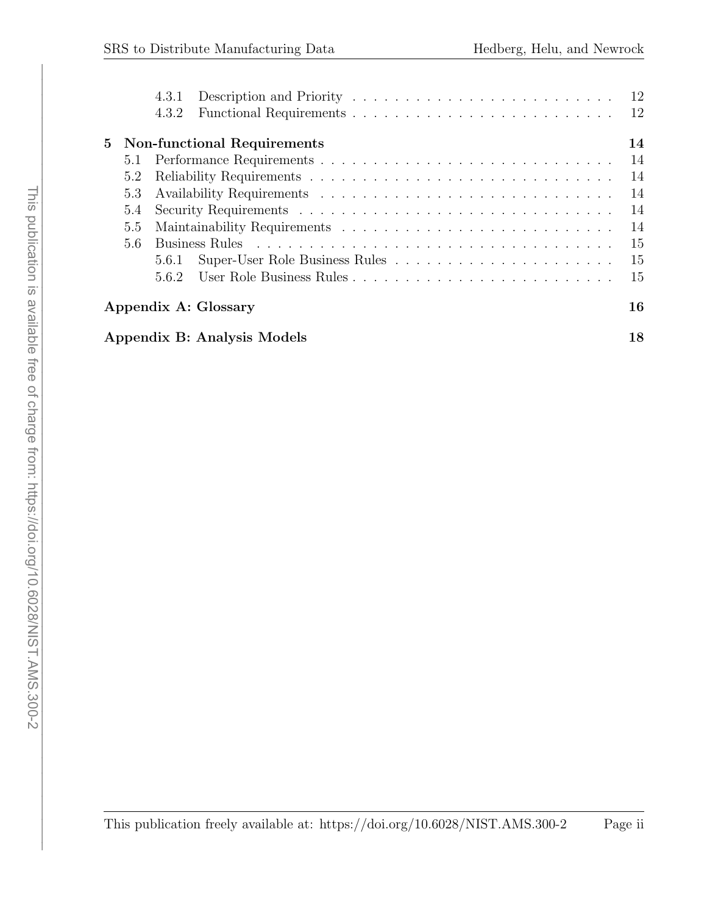4.3.1 Description and Priority . . . . . . . . . . 12
4.3.2 Functional Requirements . . . . . . . . . . 12

**5 Non-functional Requirements** **14**

5.1 Performance Requirements . . . . . . . . . . 14
5.2 Reliability Requirements . . . . . . . . . . 14
5.3 Availability Requirements . . . . . . . . . . 14
5.4 Security Requirements . . . . . . . . . . 14
5.5 Maintainability Requirements . . . . . . . . . . 14
5.6 Business Rules . . . . . . . . . . 15
5.6.1 Super-User Role Business Rules . . . . . . . . . . 15
5.6.2 User Role Business Rules . . . . . . . . . . 15

**Appendix A: Glossary** **16**

**Appendix B: Analysis Models** **18**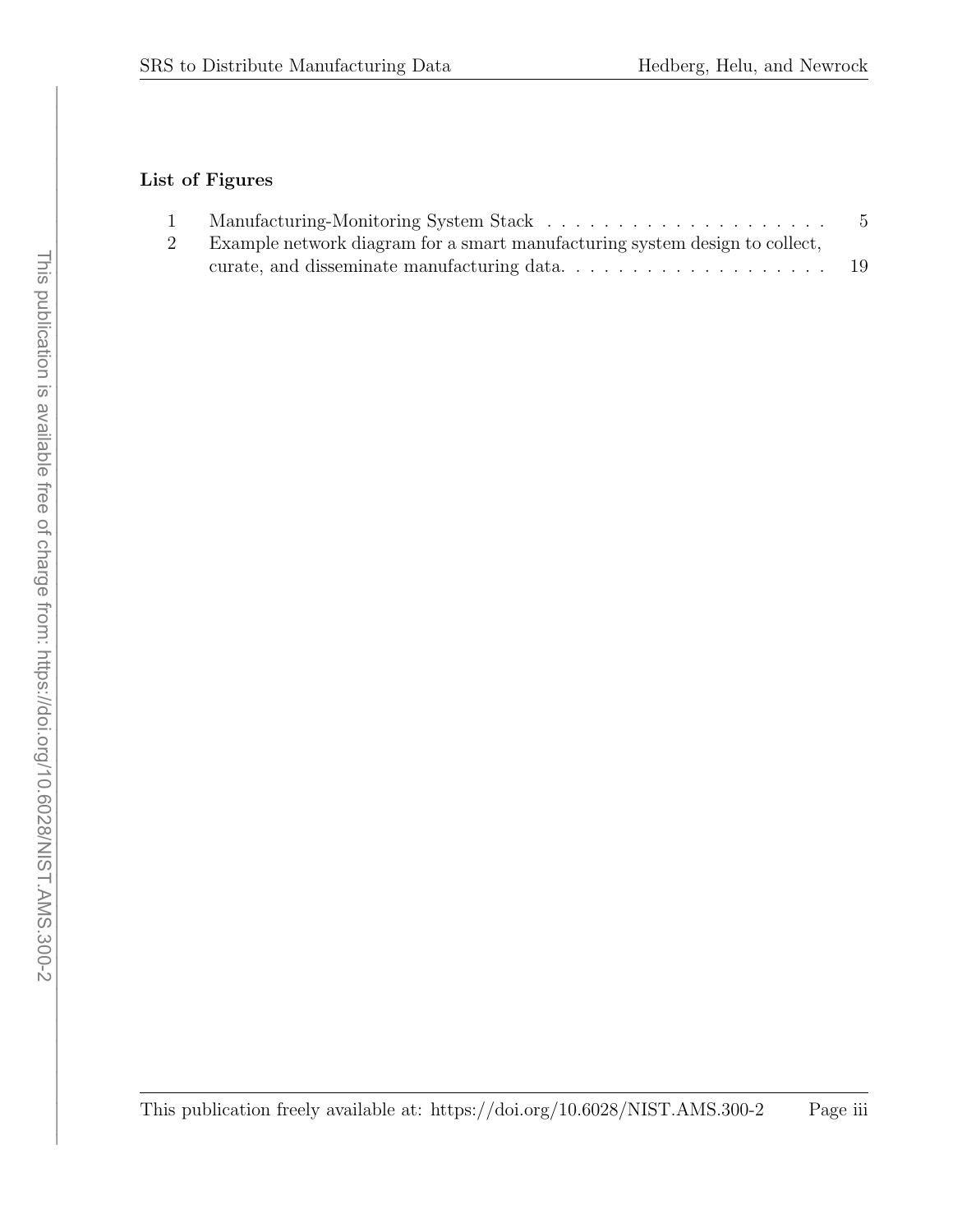## List of Figures

| | | |
|---|---|---|
| 1 | Manufacturing-Monitoring System Stack | 5 |
| 2 | Example network diagram for a smart manufacturing system design to collect, curate, and disseminate manufacturing data. | 19 |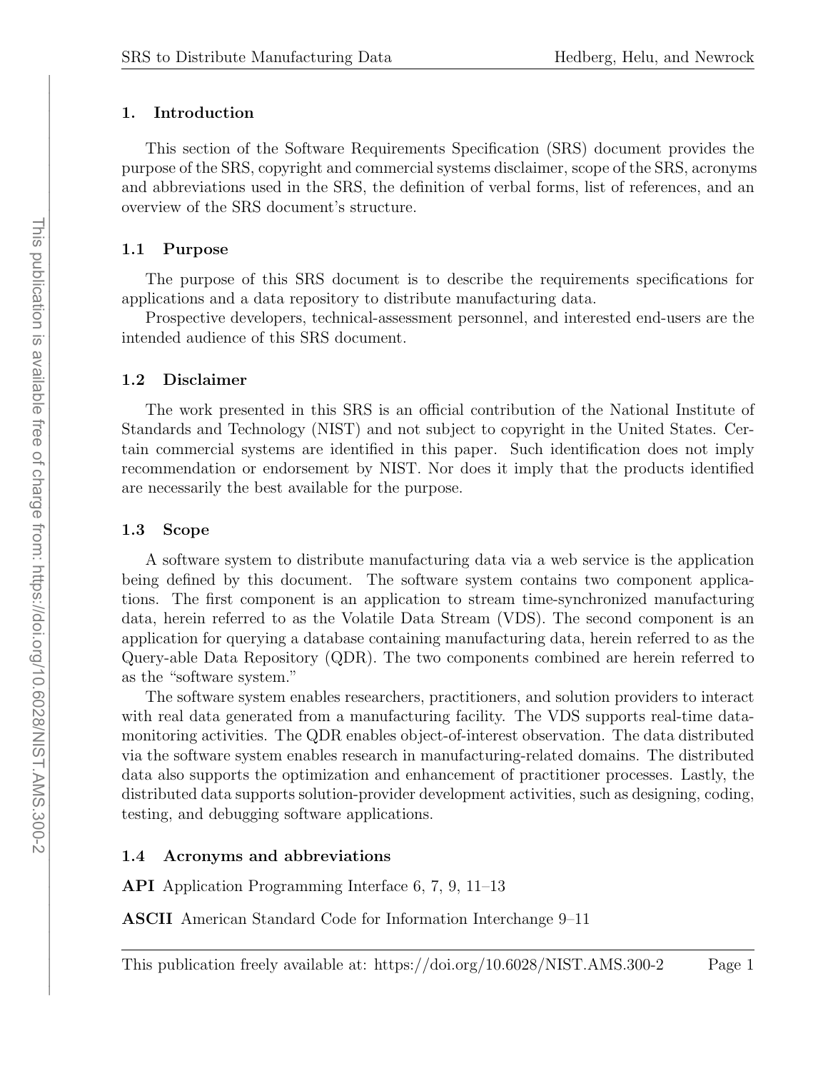## 1. Introduction

This section of the Software Requirements Specification (SRS) document provides the purpose of the SRS, copyright and commercial systems disclaimer, scope of the SRS, acronyms and abbreviations used in the SRS, the definition of verbal forms, list of references, and an overview of the SRS document's structure.

### 1.1 Purpose

The purpose of this SRS document is to describe the requirements specifications for applications and a data repository to distribute manufacturing data.

Prospective developers, technical-assessment personnel, and interested end-users are the intended audience of this SRS document.

### 1.2 Disclaimer

The work presented in this SRS is an official contribution of the National Institute of Standards and Technology (NIST) and not subject to copyright in the United States. Certain commercial systems are identified in this paper. Such identification does not imply recommendation or endorsement by NIST. Nor does it imply that the products identified are necessarily the best available for the purpose.

### 1.3 Scope

A software system to distribute manufacturing data via a web service is the application being defined by this document. The software system contains two component applications. The first component is an application to stream time-synchronized manufacturing data, herein referred to as the Volatile Data Stream (VDS). The second component is an application for querying a database containing manufacturing data, herein referred to as the Query-able Data Repository (QDR). The two components combined are herein referred to as the "software system."

The software system enables researchers, practitioners, and solution providers to interact with real data generated from a manufacturing facility. The VDS supports real-time data-monitoring activities. The QDR enables object-of-interest observation. The data distributed via the software system enables research in manufacturing-related domains. The distributed data also supports the optimization and enhancement of practitioner processes. Lastly, the distributed data supports solution-provider development activities, such as designing, coding, testing, and debugging software applications.

### 1.4 Acronyms and abbreviations

**API** Application Programming Interface 6, 7, 9, 11–13

**ASCII** American Standard Code for Information Interchange 9–11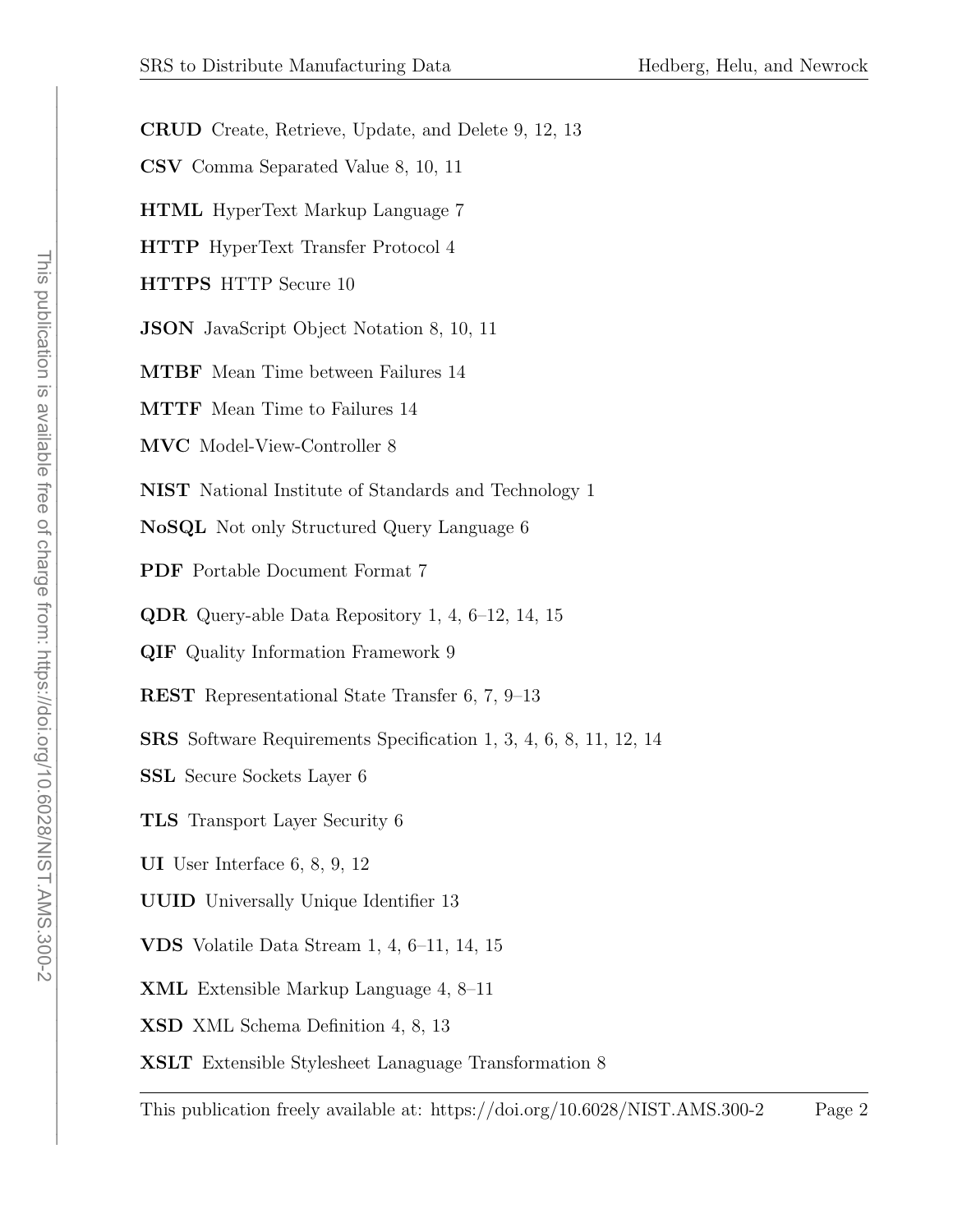**CRUD** Create, Retrieve, Update, and Delete 9, 12, 13

**CSV** Comma Separated Value 8, 10, 11

**HTML** HyperText Markup Language 7

**HTTP** HyperText Transfer Protocol 4

**HTTPS** HTTP Secure 10

**JSON** JavaScript Object Notation 8, 10, 11

**MTBF** Mean Time between Failures 14

**MTTF** Mean Time to Failures 14

**MVC** Model-View-Controller 8

**NIST** National Institute of Standards and Technology 1

**NoSQL** Not only Structured Query Language 6

**PDF** Portable Document Format 7

**QDR** Query-able Data Repository 1, 4, 6–12, 14, 15

**QIF** Quality Information Framework 9

**REST** Representational State Transfer 6, 7, 9–13

**SRS** Software Requirements Specification 1, 3, 4, 6, 8, 11, 12, 14

**SSL** Secure Sockets Layer 6

**TLS** Transport Layer Security 6

**UI** User Interface 6, 8, 9, 12

**UUID** Universally Unique Identifier 13

**VDS** Volatile Data Stream 1, 4, 6–11, 14, 15

**XML** Extensible Markup Language 4, 8–11

**XSD** XML Schema Definition 4, 8, 13

**XSLT** Extensible Stylesheet Lanaguage Transformation 8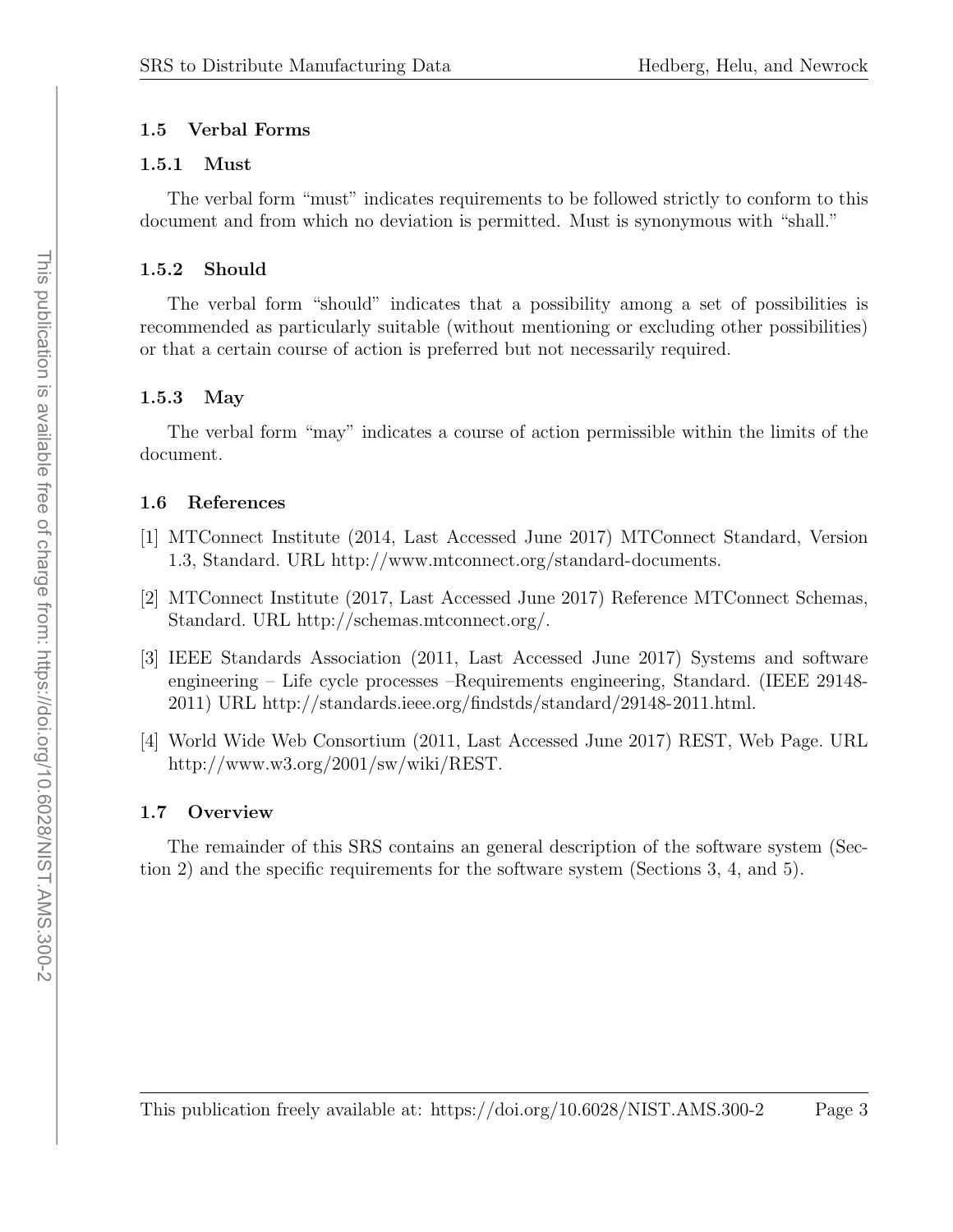### 1.5 Verbal Forms

#### 1.5.1 Must

The verbal form "must" indicates requirements to be followed strictly to conform to this document and from which no deviation is permitted. Must is synonymous with "shall."

#### 1.5.2 Should

The verbal form "should" indicates that a possibility among a set of possibilities is recommended as particularly suitable (without mentioning or excluding other possibilities) or that a certain course of action is preferred but not necessarily required.

#### 1.5.3 May

The verbal form "may" indicates a course of action permissible within the limits of the document.

### 1.6 References

[1] MTConnect Institute (2014, Last Accessed June 2017) MTConnect Standard, Version 1.3, Standard. URL http://www.mtconnect.org/standard-documents.

[2] MTConnect Institute (2017, Last Accessed June 2017) Reference MTConnect Schemas, Standard. URL http://schemas.mtconnect.org/.

[3] IEEE Standards Association (2011, Last Accessed June 2017) Systems and software engineering – Life cycle processes –Requirements engineering, Standard. (IEEE 29148-2011) URL http://standards.ieee.org/findstds/standard/29148-2011.html.

[4] World Wide Web Consortium (2011, Last Accessed June 2017) REST, Web Page. URL http://www.w3.org/2001/sw/wiki/REST.

### 1.7 Overview

The remainder of this SRS contains an general description of the software system (Section 2) and the specific requirements for the software system (Sections 3, 4, and 5).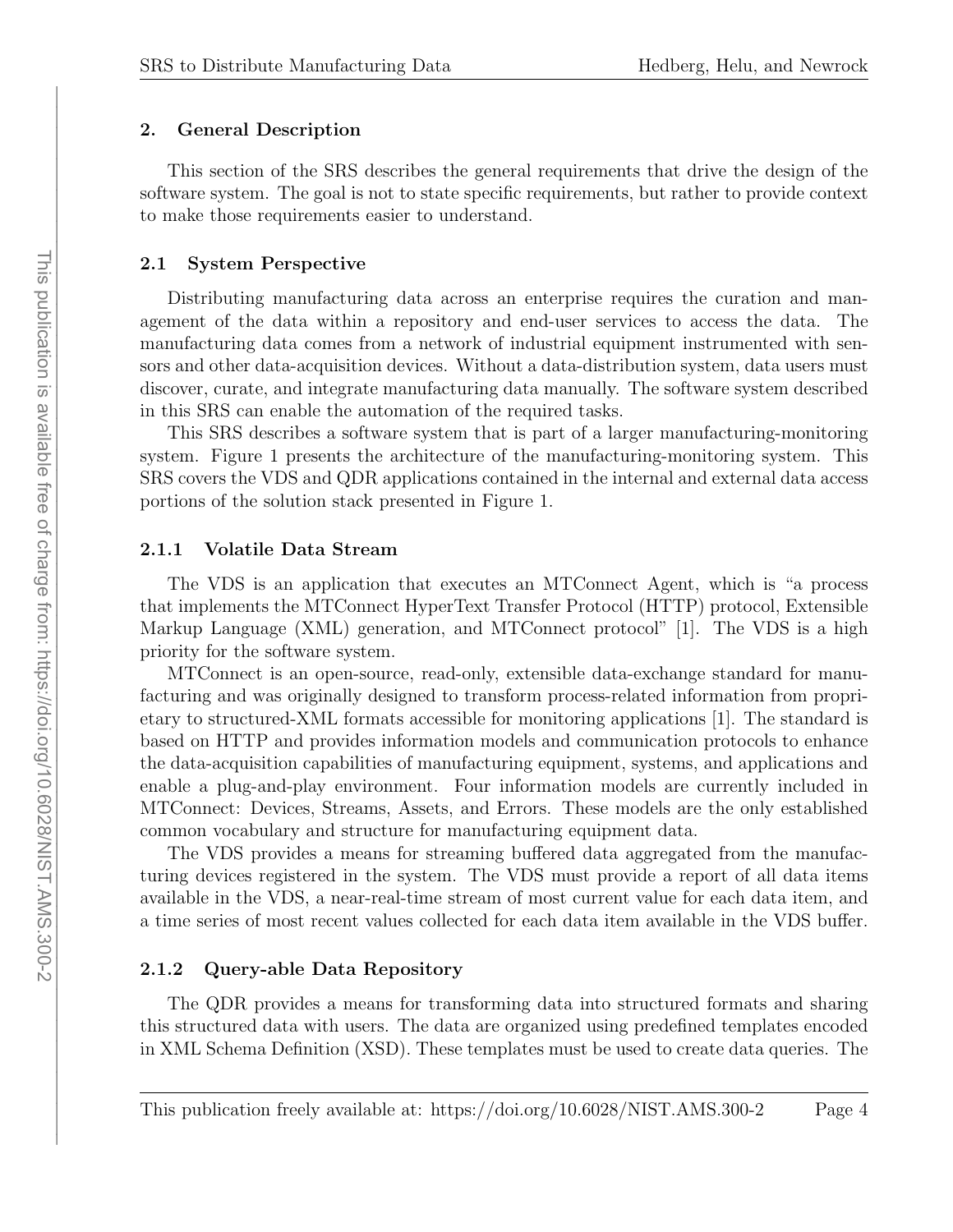## 2. General Description

This section of the SRS describes the general requirements that drive the design of the software system. The goal is not to state specific requirements, but rather to provide context to make those requirements easier to understand.

### 2.1 System Perspective

Distributing manufacturing data across an enterprise requires the curation and management of the data within a repository and end-user services to access the data. The manufacturing data comes from a network of industrial equipment instrumented with sensors and other data-acquisition devices. Without a data-distribution system, data users must discover, curate, and integrate manufacturing data manually. The software system described in this SRS can enable the automation of the required tasks.

This SRS describes a software system that is part of a larger manufacturing-monitoring system. Figure 1 presents the architecture of the manufacturing-monitoring system. This SRS covers the VDS and QDR applications contained in the internal and external data access portions of the solution stack presented in Figure 1.

#### 2.1.1 Volatile Data Stream

The VDS is an application that executes an MTConnect Agent, which is "a process that implements the MTConnect HyperText Transfer Protocol (HTTP) protocol, Extensible Markup Language (XML) generation, and MTConnect protocol" [1]. The VDS is a high priority for the software system.

MTConnect is an open-source, read-only, extensible data-exchange standard for manufacturing and was originally designed to transform process-related information from proprietary to structured-XML formats accessible for monitoring applications [1]. The standard is based on HTTP and provides information models and communication protocols to enhance the data-acquisition capabilities of manufacturing equipment, systems, and applications and enable a plug-and-play environment. Four information models are currently included in MTConnect: Devices, Streams, Assets, and Errors. These models are the only established common vocabulary and structure for manufacturing equipment data.

The VDS provides a means for streaming buffered data aggregated from the manufacturing devices registered in the system. The VDS must provide a report of all data items available in the VDS, a near-real-time stream of most current value for each data item, and a time series of most recent values collected for each data item available in the VDS buffer.

#### 2.1.2 Query-able Data Repository

The QDR provides a means for transforming data into structured formats and sharing this structured data with users. The data are organized using predefined templates encoded in XML Schema Definition (XSD). These templates must be used to create data queries. The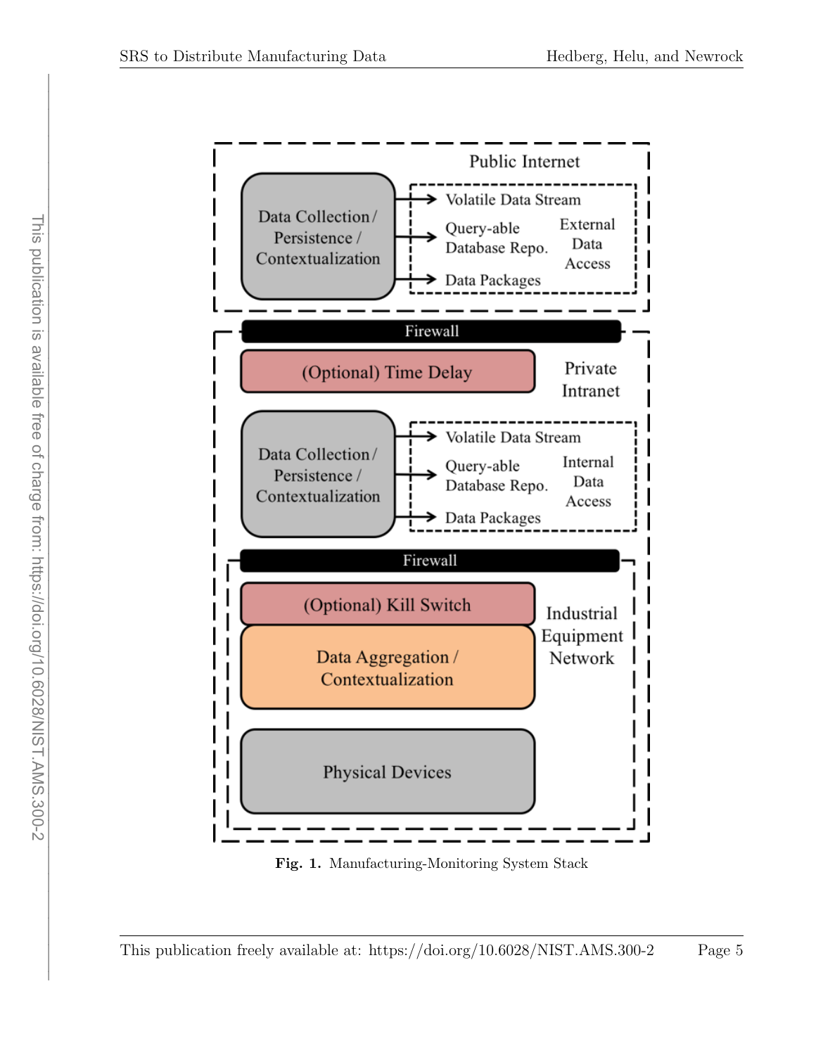Fig. 1. Manufacturing-Monitoring System Stack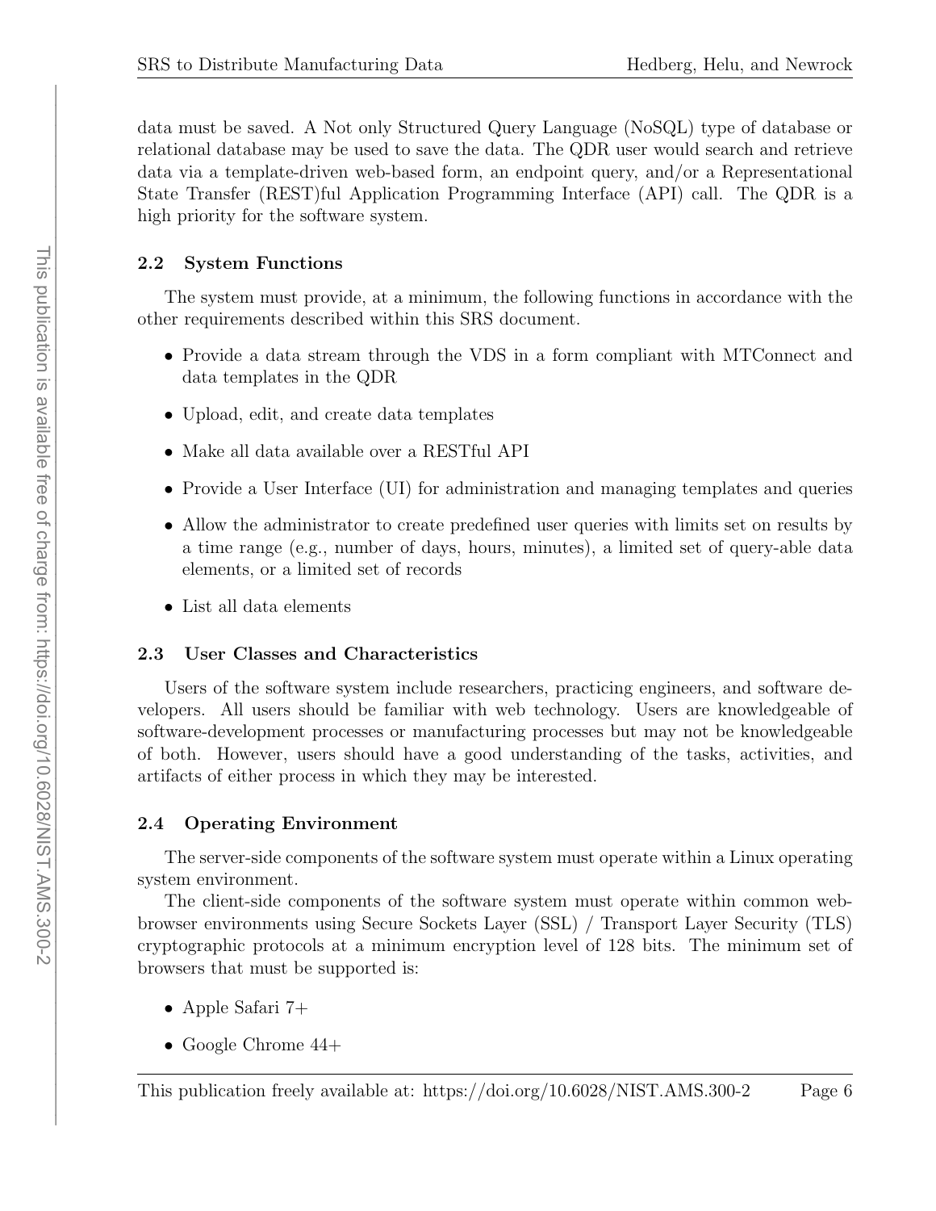data must be saved. A Not only Structured Query Language (NoSQL) type of database or relational database may be used to save the data. The QDR user would search and retrieve data via a template-driven web-based form, an endpoint query, and/or a Representational State Transfer (REST)ful Application Programming Interface (API) call. The QDR is a high priority for the software system.

### 2.2 System Functions

The system must provide, at a minimum, the following functions in accordance with the other requirements described within this SRS document.

- Provide a data stream through the VDS in a form compliant with MTConnect and data templates in the QDR
- Upload, edit, and create data templates
- Make all data available over a RESTful API
- Provide a User Interface (UI) for administration and managing templates and queries
- Allow the administrator to create predefined user queries with limits set on results by a time range (e.g., number of days, hours, minutes), a limited set of query-able data elements, or a limited set of records
- List all data elements

### 2.3 User Classes and Characteristics

Users of the software system include researchers, practicing engineers, and software developers. All users should be familiar with web technology. Users are knowledgeable of software-development processes or manufacturing processes but may not be knowledgeable of both. However, users should have a good understanding of the tasks, activities, and artifacts of either process in which they may be interested.

### 2.4 Operating Environment

The server-side components of the software system must operate within a Linux operating system environment.

The client-side components of the software system must operate within common web-browser environments using Secure Sockets Layer (SSL) / Transport Layer Security (TLS) cryptographic protocols at a minimum encryption level of 128 bits. The minimum set of browsers that must be supported is:

- Apple Safari 7+
- Google Chrome 44+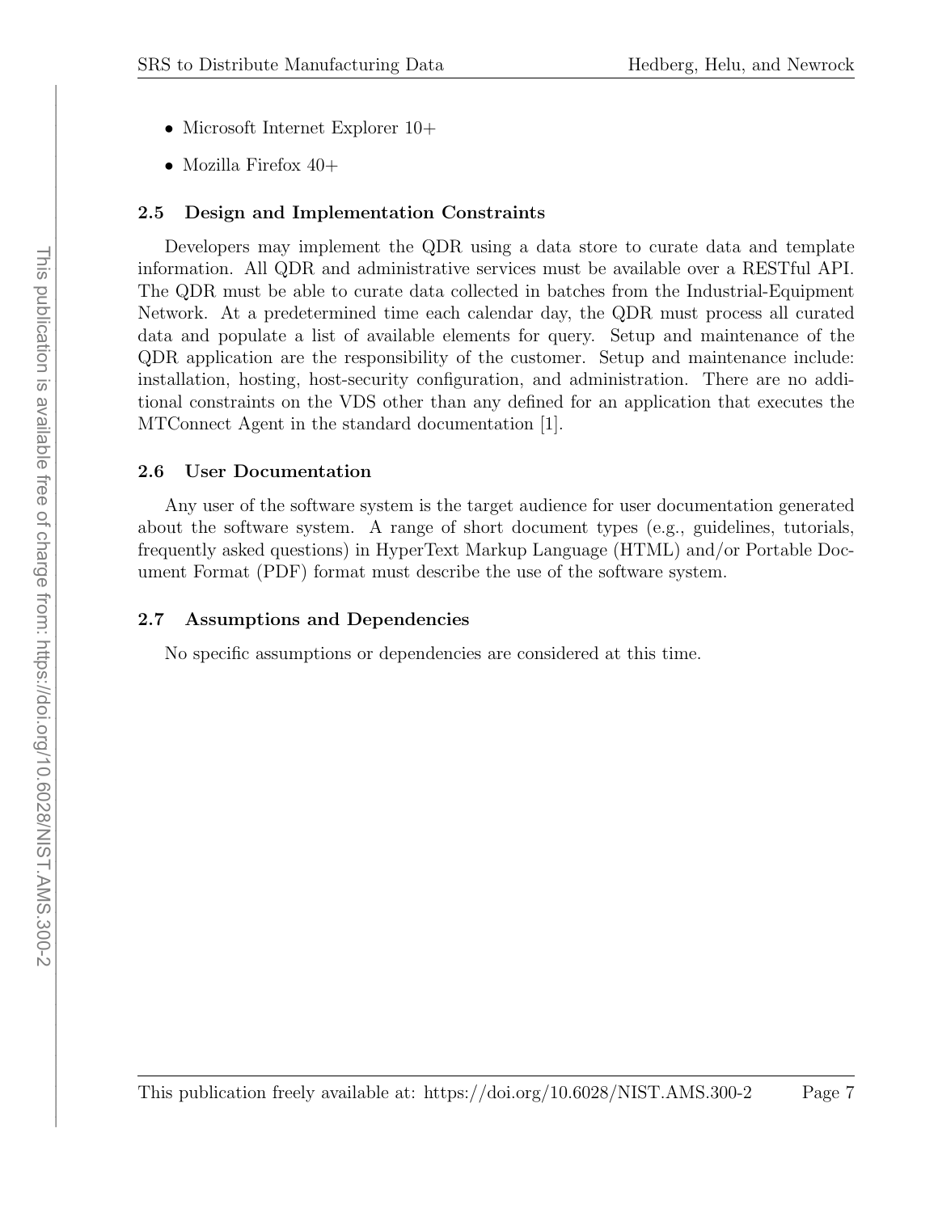- Microsoft Internet Explorer 10+
- Mozilla Firefox 40+

### 2.5 Design and Implementation Constraints

Developers may implement the QDR using a data store to curate data and template information. All QDR and administrative services must be available over a RESTful API. The QDR must be able to curate data collected in batches from the Industrial-Equipment Network. At a predetermined time each calendar day, the QDR must process all curated data and populate a list of available elements for query. Setup and maintenance of the QDR application are the responsibility of the customer. Setup and maintenance include: installation, hosting, host-security configuration, and administration. There are no additional constraints on the VDS other than any defined for an application that executes the MTConnect Agent in the standard documentation [1].

### 2.6 User Documentation

Any user of the software system is the target audience for user documentation generated about the software system. A range of short document types (e.g., guidelines, tutorials, frequently asked questions) in HyperText Markup Language (HTML) and/or Portable Document Format (PDF) format must describe the use of the software system.

### 2.7 Assumptions and Dependencies

No specific assumptions or dependencies are considered at this time.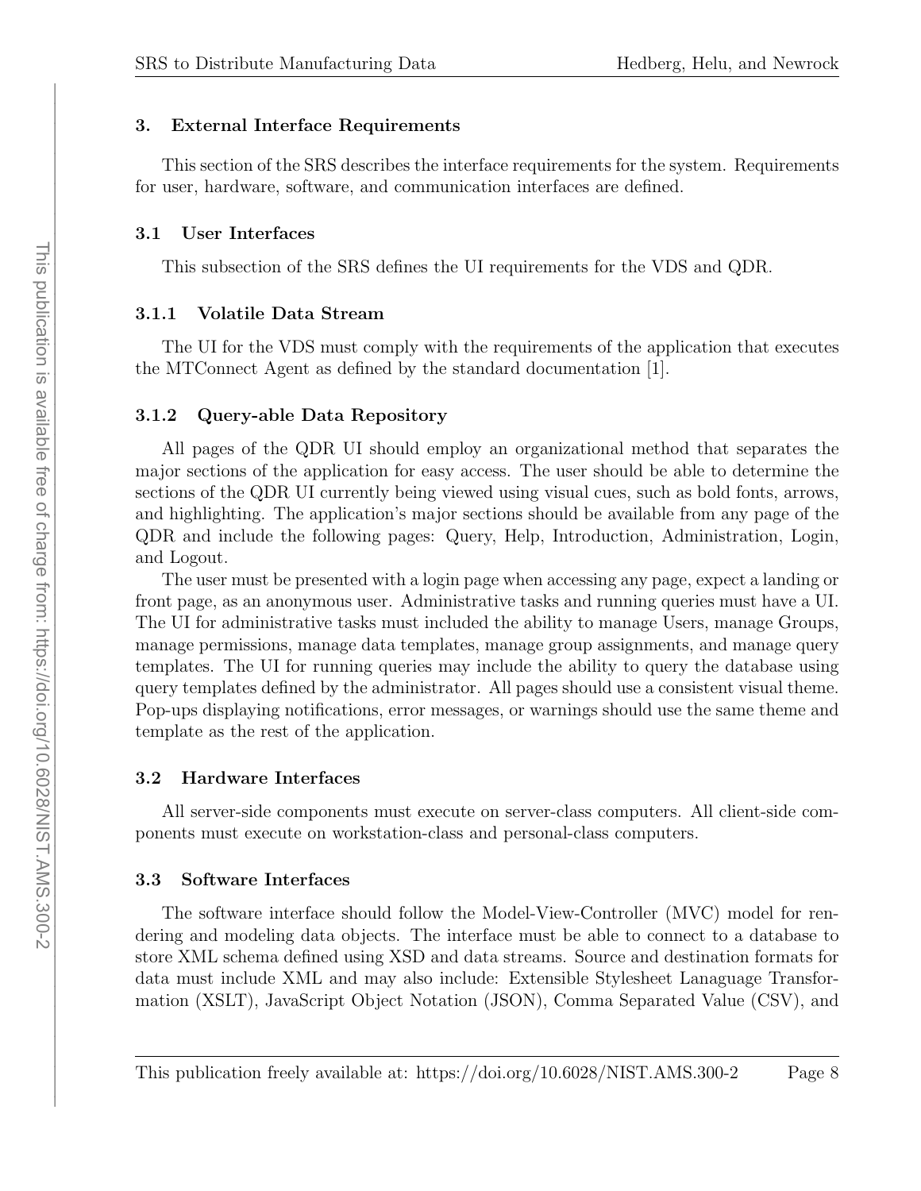## 3. External Interface Requirements

This section of the SRS describes the interface requirements for the system. Requirements for user, hardware, software, and communication interfaces are defined.

### 3.1 User Interfaces

This subsection of the SRS defines the UI requirements for the VDS and QDR.

#### 3.1.1 Volatile Data Stream

The UI for the VDS must comply with the requirements of the application that executes the MTConnect Agent as defined by the standard documentation [1].

#### 3.1.2 Query-able Data Repository

All pages of the QDR UI should employ an organizational method that separates the major sections of the application for easy access. The user should be able to determine the sections of the QDR UI currently being viewed using visual cues, such as bold fonts, arrows, and highlighting. The application's major sections should be available from any page of the QDR and include the following pages: Query, Help, Introduction, Administration, Login, and Logout.

The user must be presented with a login page when accessing any page, expect a landing or front page, as an anonymous user. Administrative tasks and running queries must have a UI. The UI for administrative tasks must included the ability to manage Users, manage Groups, manage permissions, manage data templates, manage group assignments, and manage query templates. The UI for running queries may include the ability to query the database using query templates defined by the administrator. All pages should use a consistent visual theme. Pop-ups displaying notifications, error messages, or warnings should use the same theme and template as the rest of the application.

### 3.2 Hardware Interfaces

All server-side components must execute on server-class computers. All client-side components must execute on workstation-class and personal-class computers.

### 3.3 Software Interfaces

The software interface should follow the Model-View-Controller (MVC) model for rendering and modeling data objects. The interface must be able to connect to a database to store XML schema defined using XSD and data streams. Source and destination formats for data must include XML and may also include: Extensible Stylesheet Lanaguage Transformation (XSLT), JavaScript Object Notation (JSON), Comma Separated Value (CSV), and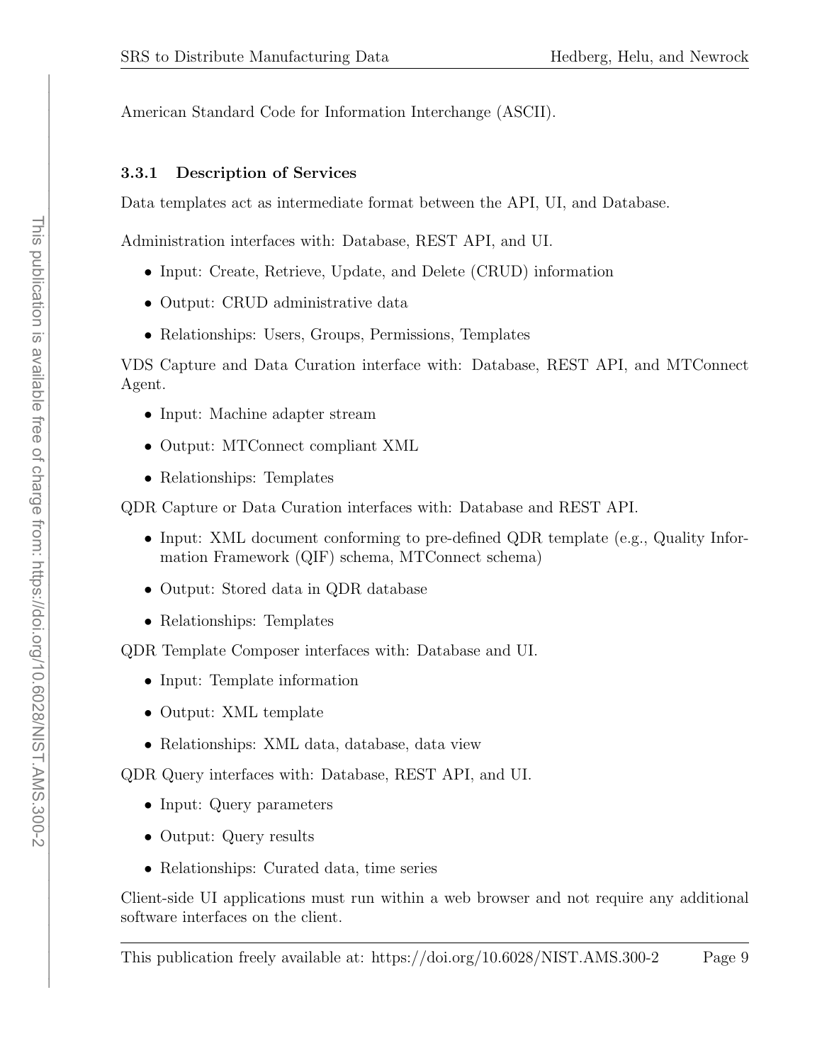American Standard Code for Information Interchange (ASCII).

#### 3.3.1 Description of Services

Data templates act as intermediate format between the API, UI, and Database.

Administration interfaces with: Database, REST API, and UI.

- Input: Create, Retrieve, Update, and Delete (CRUD) information
- Output: CRUD administrative data
- Relationships: Users, Groups, Permissions, Templates

VDS Capture and Data Curation interface with: Database, REST API, and MTConnect Agent.

- Input: Machine adapter stream
- Output: MTConnect compliant XML
- Relationships: Templates

QDR Capture or Data Curation interfaces with: Database and REST API.

- Input: XML document conforming to pre-defined QDR template (e.g., Quality Information Framework (QIF) schema, MTConnect schema)
- Output: Stored data in QDR database
- Relationships: Templates

QDR Template Composer interfaces with: Database and UI.

- Input: Template information
- Output: XML template
- Relationships: XML data, database, data view

QDR Query interfaces with: Database, REST API, and UI.

- Input: Query parameters
- Output: Query results
- Relationships: Curated data, time series

Client-side UI applications must run within a web browser and not require any additional software interfaces on the client.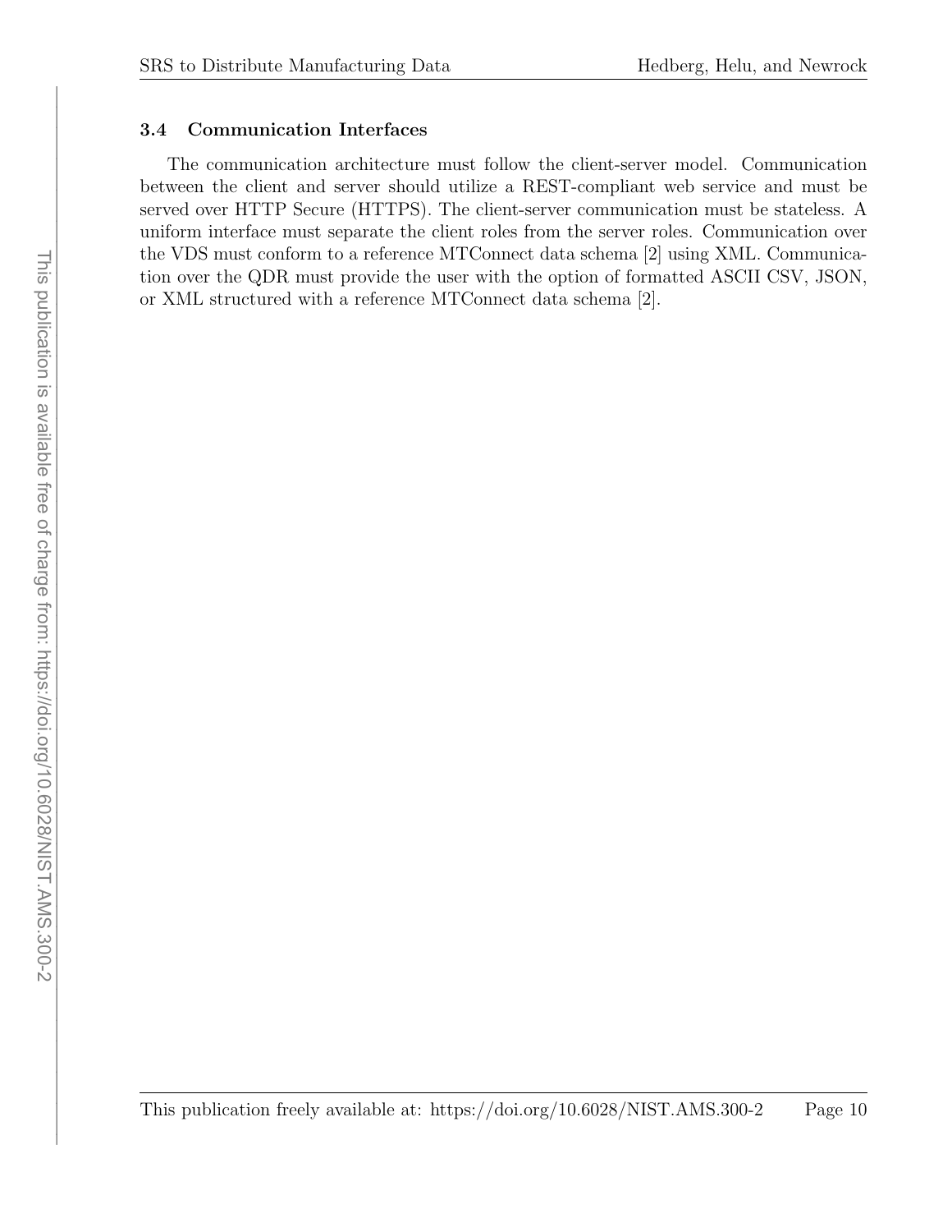### 3.4 Communication Interfaces

The communication architecture must follow the client-server model. Communication between the client and server should utilize a REST-compliant web service and must be served over HTTP Secure (HTTPS). The client-server communication must be stateless. A uniform interface must separate the client roles from the server roles. Communication over the VDS must conform to a reference MTConnect data schema [2] using XML. Communication over the QDR must provide the user with the option of formatted ASCII CSV, JSON, or XML structured with a reference MTConnect data schema [2].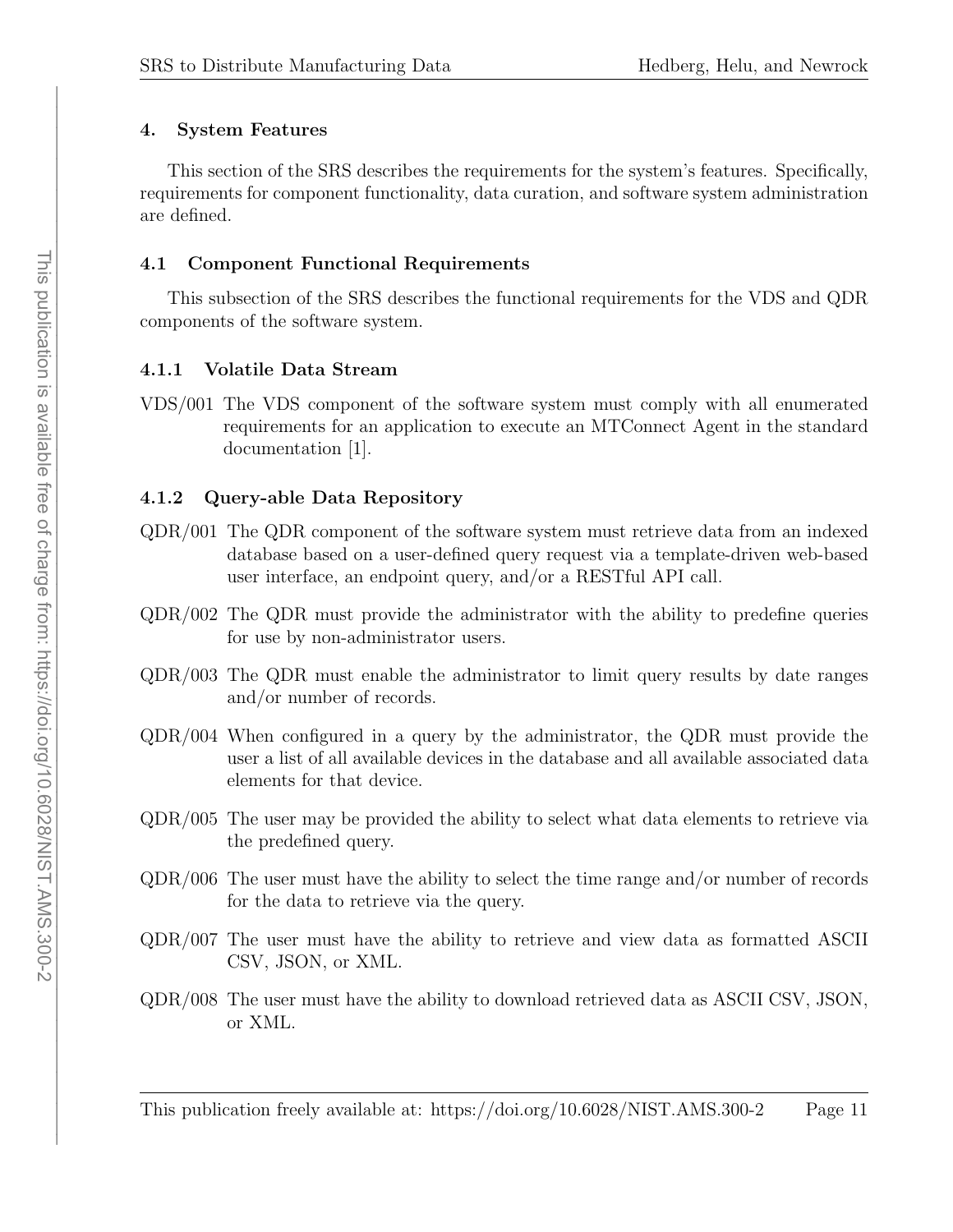## 4. System Features

This section of the SRS describes the requirements for the system's features. Specifically, requirements for component functionality, data curation, and software system administration are defined.

### 4.1 Component Functional Requirements

This subsection of the SRS describes the functional requirements for the VDS and QDR components of the software system.

#### 4.1.1 Volatile Data Stream

VDS/001 The VDS component of the software system must comply with all enumerated requirements for an application to execute an MTConnect Agent in the standard documentation [1].

#### 4.1.2 Query-able Data Repository

QDR/001 The QDR component of the software system must retrieve data from an indexed database based on a user-defined query request via a template-driven web-based user interface, an endpoint query, and/or a RESTful API call.

QDR/002 The QDR must provide the administrator with the ability to predefine queries for use by non-administrator users.

QDR/003 The QDR must enable the administrator to limit query results by date ranges and/or number of records.

QDR/004 When configured in a query by the administrator, the QDR must provide the user a list of all available devices in the database and all available associated data elements for that device.

QDR/005 The user may be provided the ability to select what data elements to retrieve via the predefined query.

QDR/006 The user must have the ability to select the time range and/or number of records for the data to retrieve via the query.

QDR/007 The user must have the ability to retrieve and view data as formatted ASCII CSV, JSON, or XML.

QDR/008 The user must have the ability to download retrieved data as ASCII CSV, JSON, or XML.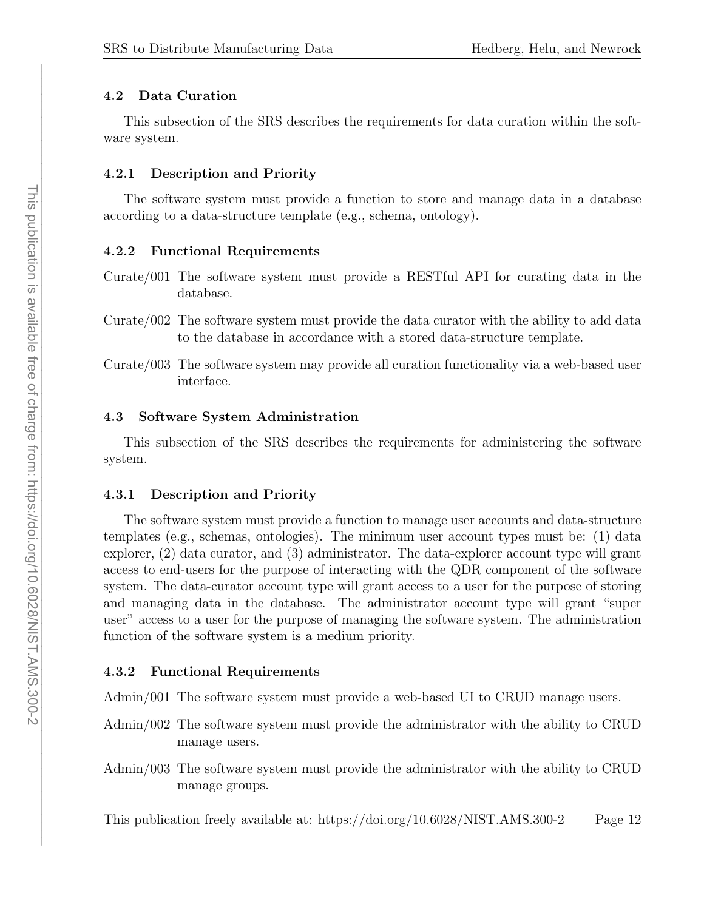### 4.2 Data Curation

This subsection of the SRS describes the requirements for data curation within the software system.

#### 4.2.1 Description and Priority

The software system must provide a function to store and manage data in a database according to a data-structure template (e.g., schema, ontology).

#### 4.2.2 Functional Requirements

Curate/001 The software system must provide a RESTful API for curating data in the database.

Curate/002 The software system must provide the data curator with the ability to add data to the database in accordance with a stored data-structure template.

Curate/003 The software system may provide all curation functionality via a web-based user interface.

### 4.3 Software System Administration

This subsection of the SRS describes the requirements for administering the software system.

#### 4.3.1 Description and Priority

The software system must provide a function to manage user accounts and data-structure templates (e.g., schemas, ontologies). The minimum user account types must be: (1) data explorer, (2) data curator, and (3) administrator. The data-explorer account type will grant access to end-users for the purpose of interacting with the QDR component of the software system. The data-curator account type will grant access to a user for the purpose of storing and managing data in the database. The administrator account type will grant "super user" access to a user for the purpose of managing the software system. The administration function of the software system is a medium priority.

#### 4.3.2 Functional Requirements

Admin/001 The software system must provide a web-based UI to CRUD manage users.

Admin/002 The software system must provide the administrator with the ability to CRUD manage users.

Admin/003 The software system must provide the administrator with the ability to CRUD manage groups.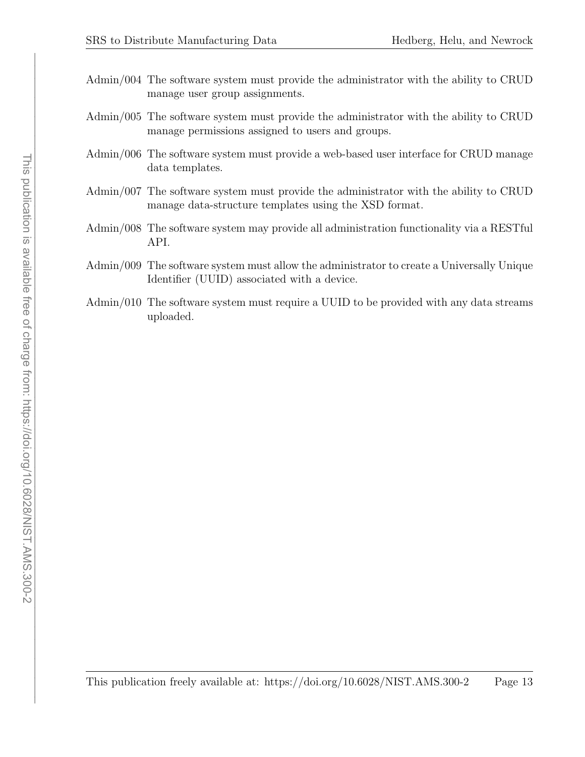Admin/004 The software system must provide the administrator with the ability to CRUD manage user group assignments.

Admin/005 The software system must provide the administrator with the ability to CRUD manage permissions assigned to users and groups.

Admin/006 The software system must provide a web-based user interface for CRUD manage data templates.

Admin/007 The software system must provide the administrator with the ability to CRUD manage data-structure templates using the XSD format.

Admin/008 The software system may provide all administration functionality via a RESTful API.

Admin/009 The software system must allow the administrator to create a Universally Unique Identifier (UUID) associated with a device.

Admin/010 The software system must require a UUID to be provided with any data streams uploaded.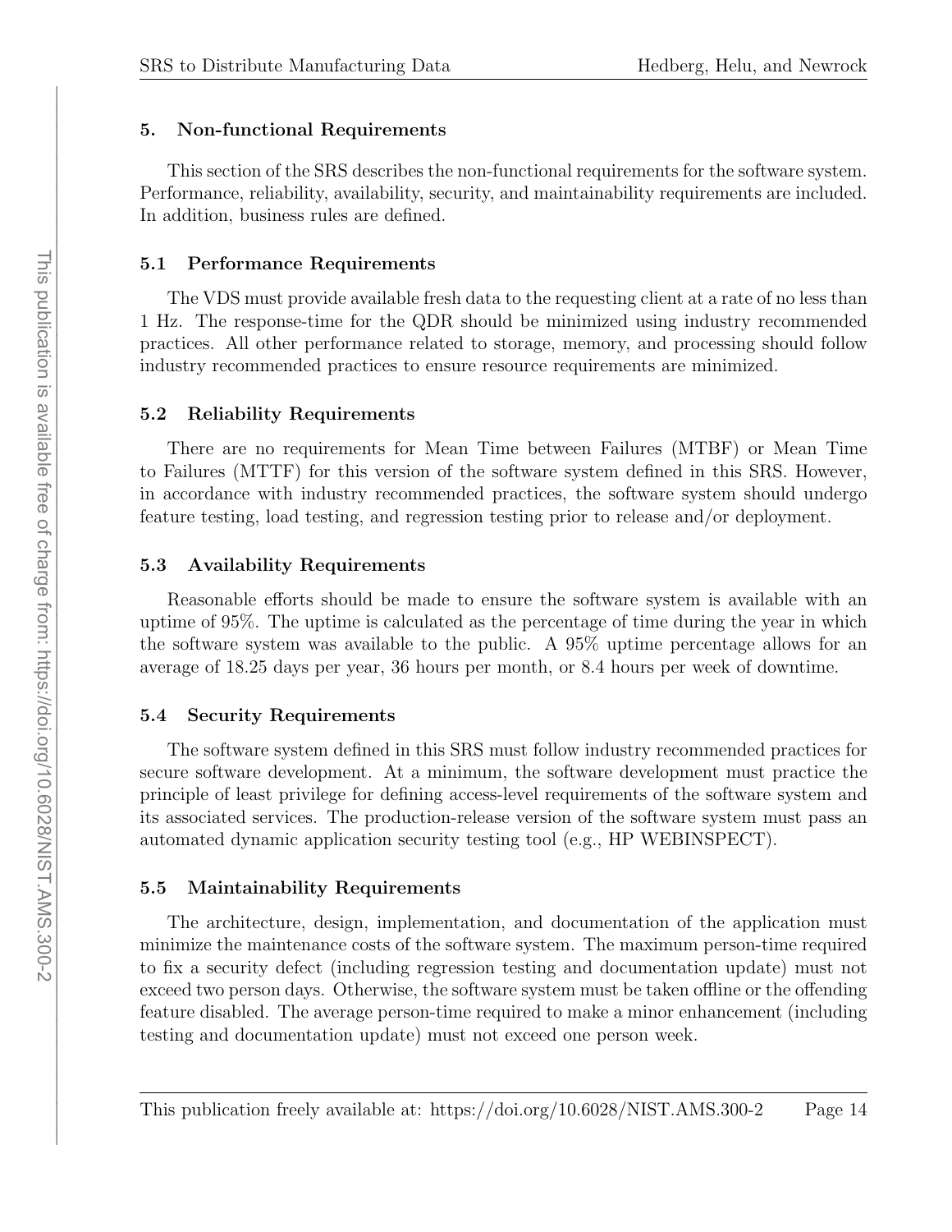## 5. Non-functional Requirements

This section of the SRS describes the non-functional requirements for the software system. Performance, reliability, availability, security, and maintainability requirements are included. In addition, business rules are defined.

### 5.1 Performance Requirements

The VDS must provide available fresh data to the requesting client at a rate of no less than 1 Hz. The response-time for the QDR should be minimized using industry recommended practices. All other performance related to storage, memory, and processing should follow industry recommended practices to ensure resource requirements are minimized.

### 5.2 Reliability Requirements

There are no requirements for Mean Time between Failures (MTBF) or Mean Time to Failures (MTTF) for this version of the software system defined in this SRS. However, in accordance with industry recommended practices, the software system should undergo feature testing, load testing, and regression testing prior to release and/or deployment.

### 5.3 Availability Requirements

Reasonable efforts should be made to ensure the software system is available with an uptime of 95%. The uptime is calculated as the percentage of time during the year in which the software system was available to the public. A 95% uptime percentage allows for an average of 18.25 days per year, 36 hours per month, or 8.4 hours per week of downtime.

### 5.4 Security Requirements

The software system defined in this SRS must follow industry recommended practices for secure software development. At a minimum, the software development must practice the principle of least privilege for defining access-level requirements of the software system and its associated services. The production-release version of the software system must pass an automated dynamic application security testing tool (e.g., HP WEBINSPECT).

### 5.5 Maintainability Requirements

The architecture, design, implementation, and documentation of the application must minimize the maintenance costs of the software system. The maximum person-time required to fix a security defect (including regression testing and documentation update) must not exceed two person days. Otherwise, the software system must be taken offline or the offending feature disabled. The average person-time required to make a minor enhancement (including testing and documentation update) must not exceed one person week.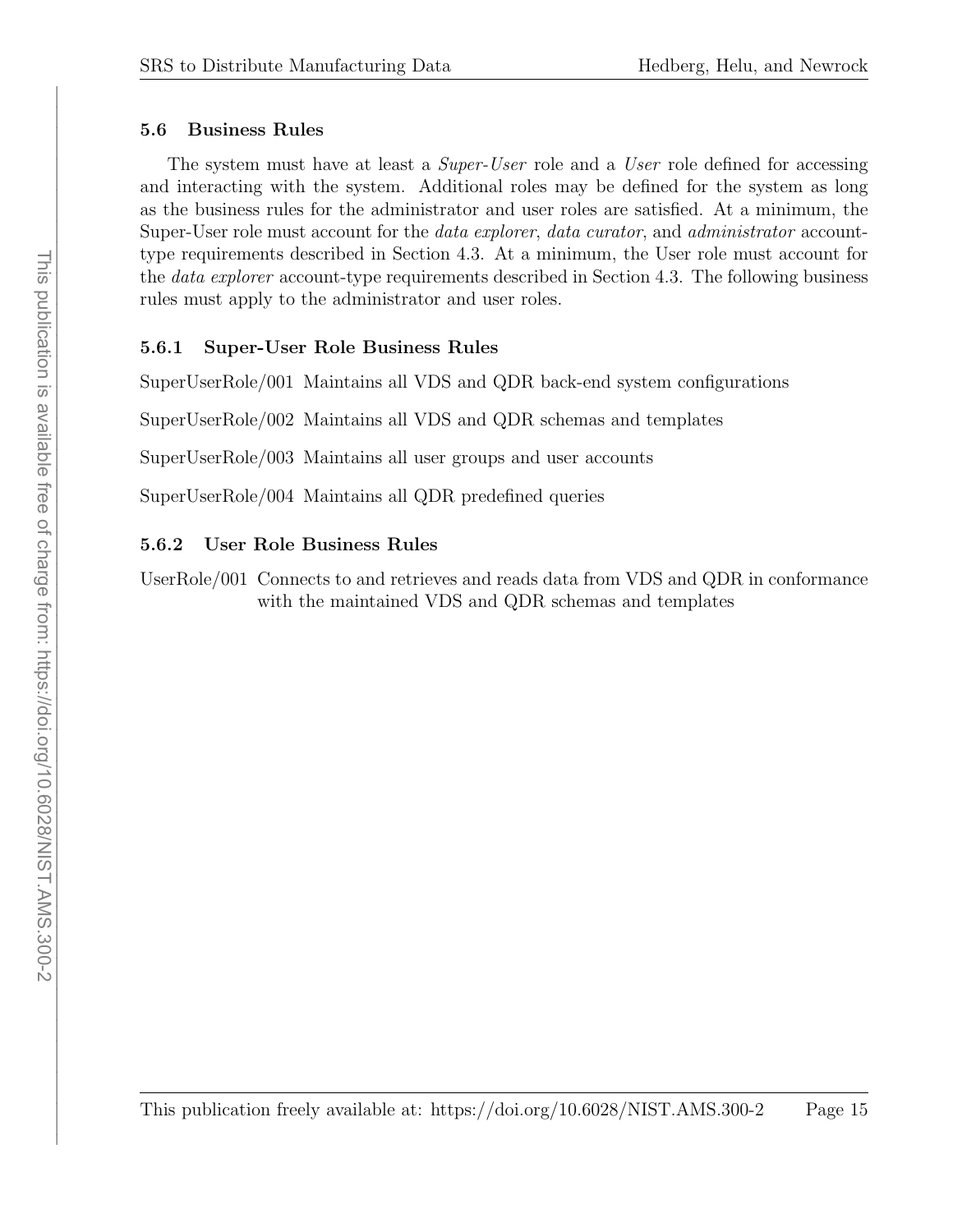### 5.6 Business Rules

The system must have at least a *Super-User* role and a *User* role defined for accessing and interacting with the system. Additional roles may be defined for the system as long as the business rules for the administrator and user roles are satisfied. At a minimum, the Super-User role must account for the *data explorer*, *data curator*, and *administrator* account-type requirements described in Section 4.3. At a minimum, the User role must account for the *data explorer* account-type requirements described in Section 4.3. The following business rules must apply to the administrator and user roles.

#### 5.6.1 Super-User Role Business Rules

SuperUserRole/001 Maintains all VDS and QDR back-end system configurations

SuperUserRole/002 Maintains all VDS and QDR schemas and templates

SuperUserRole/003 Maintains all user groups and user accounts

SuperUserRole/004 Maintains all QDR predefined queries

#### 5.6.2 User Role Business Rules

UserRole/001 Connects to and retrieves and reads data from VDS and QDR in conformance with the maintained VDS and QDR schemas and templates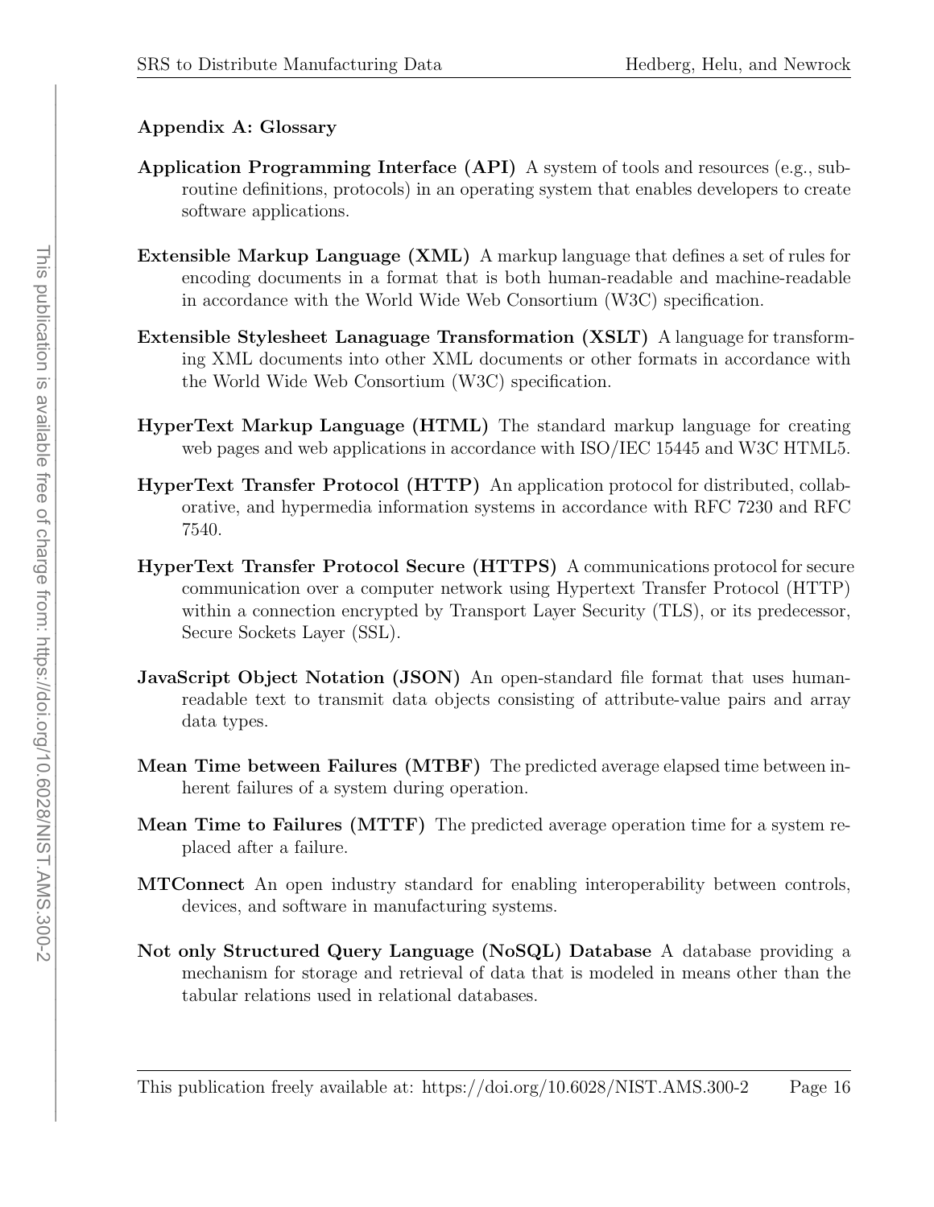## Appendix A: Glossary

**Application Programming Interface (API)** A system of tools and resources (e.g., subroutine definitions, protocols) in an operating system that enables developers to create software applications.

**Extensible Markup Language (XML)** A markup language that defines a set of rules for encoding documents in a format that is both human-readable and machine-readable in accordance with the World Wide Web Consortium (W3C) specification.

**Extensible Stylesheet Lanaguage Transformation (XSLT)** A language for transforming XML documents into other XML documents or other formats in accordance with the World Wide Web Consortium (W3C) specification.

**HyperText Markup Language (HTML)** The standard markup language for creating web pages and web applications in accordance with ISO/IEC 15445 and W3C HTML5.

**HyperText Transfer Protocol (HTTP)** An application protocol for distributed, collaborative, and hypermedia information systems in accordance with RFC 7230 and RFC 7540.

**HyperText Transfer Protocol Secure (HTTPS)** A communications protocol for secure communication over a computer network using Hypertext Transfer Protocol (HTTP) within a connection encrypted by Transport Layer Security (TLS), or its predecessor, Secure Sockets Layer (SSL).

**JavaScript Object Notation (JSON)** An open-standard file format that uses human-readable text to transmit data objects consisting of attribute-value pairs and array data types.

**Mean Time between Failures (MTBF)** The predicted average elapsed time between inherent failures of a system during operation.

**Mean Time to Failures (MTTF)** The predicted average operation time for a system replaced after a failure.

**MTConnect** An open industry standard for enabling interoperability between controls, devices, and software in manufacturing systems.

**Not only Structured Query Language (NoSQL) Database** A database providing a mechanism for storage and retrieval of data that is modeled in means other than the tabular relations used in relational databases.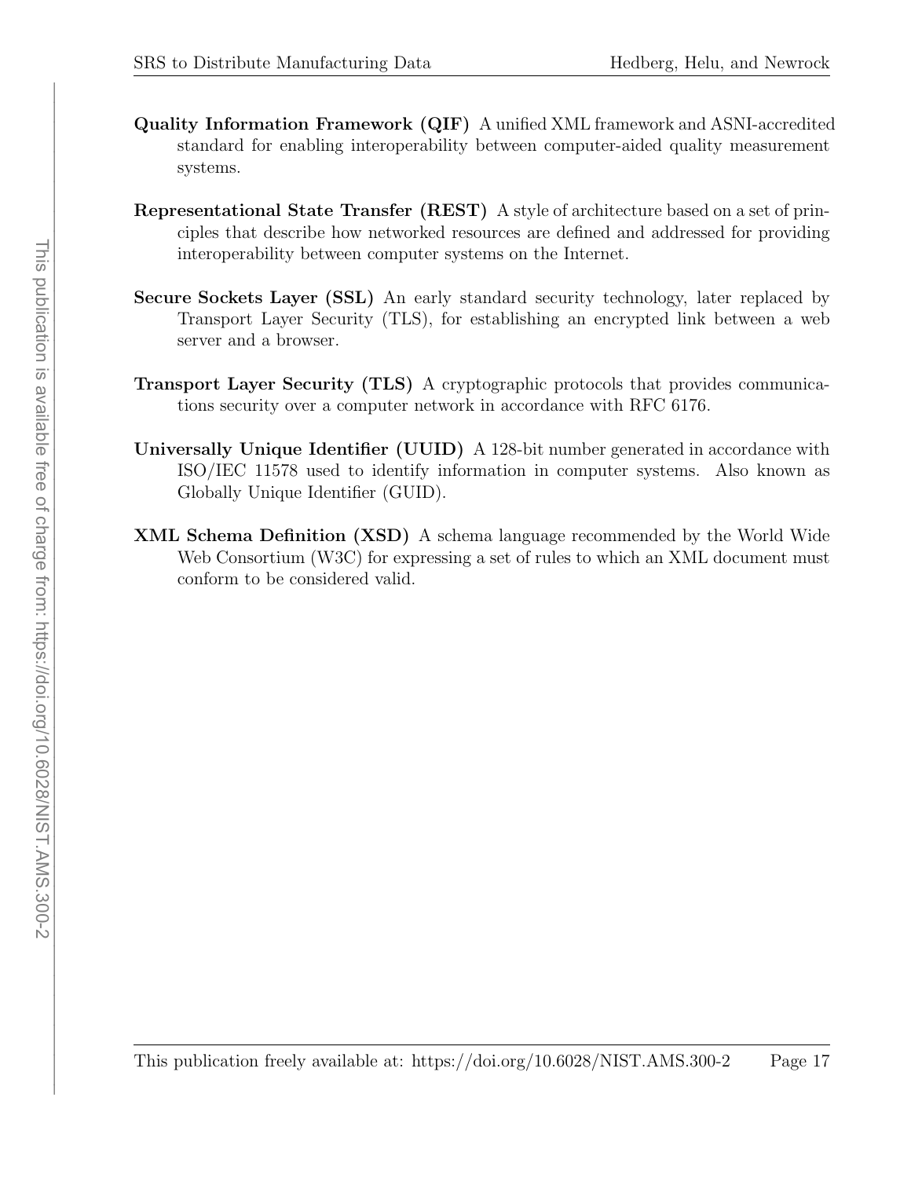**Quality Information Framework (QIF)** A unified XML framework and ASNI-accredited standard for enabling interoperability between computer-aided quality measurement systems.

**Representational State Transfer (REST)** A style of architecture based on a set of principles that describe how networked resources are defined and addressed for providing interoperability between computer systems on the Internet.

**Secure Sockets Layer (SSL)** An early standard security technology, later replaced by Transport Layer Security (TLS), for establishing an encrypted link between a web server and a browser.

**Transport Layer Security (TLS)** A cryptographic protocols that provides communications security over a computer network in accordance with RFC 6176.

**Universally Unique Identifier (UUID)** A 128-bit number generated in accordance with ISO/IEC 11578 used to identify information in computer systems. Also known as Globally Unique Identifier (GUID).

**XML Schema Definition (XSD)** A schema language recommended by the World Wide Web Consortium (W3C) for expressing a set of rules to which an XML document must conform to be considered valid.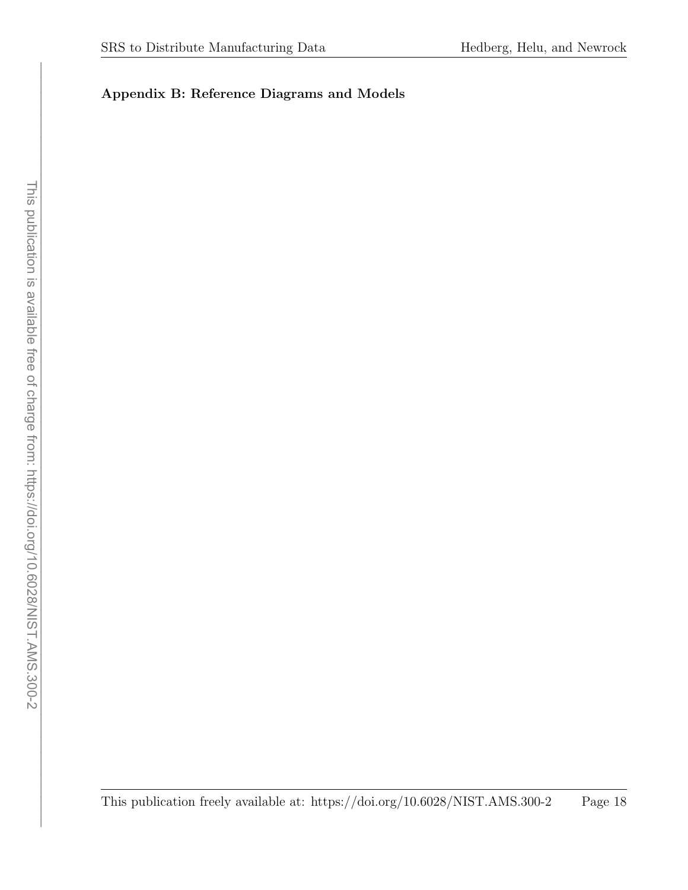## Appendix B: Reference Diagrams and Models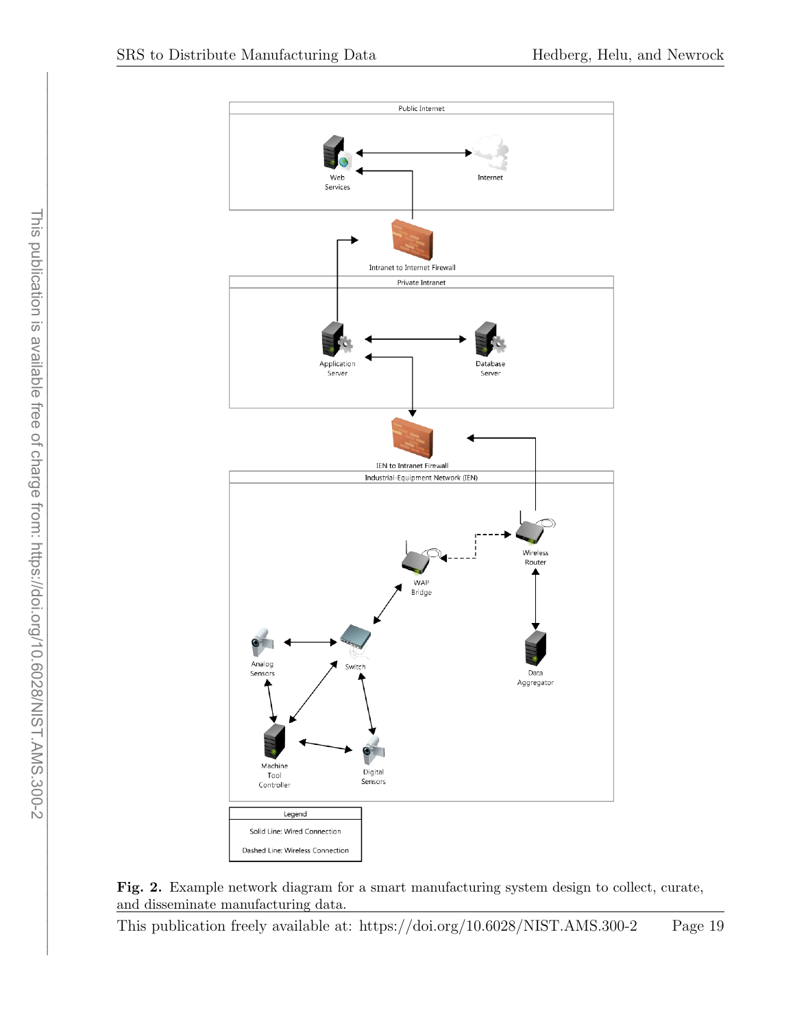Public Internet

Web Services

Internet

Intranet to Internet Firewall

Private Intranet

Application Server

Database Server

IEN to Intranet Firewall

Industrial-Equipment Network (IEN)

Wireless Router

WAP Bridge

Analog Sensors

Switch

Data Aggregator

Machine Tool Controller

Digital Sensors

Legend

Solid Line: Wired Connection

Dashed Line: Wireless Connection

**Fig. 2.** Example network diagram for a smart manufacturing system design to collect, curate, and disseminate manufacturing data.